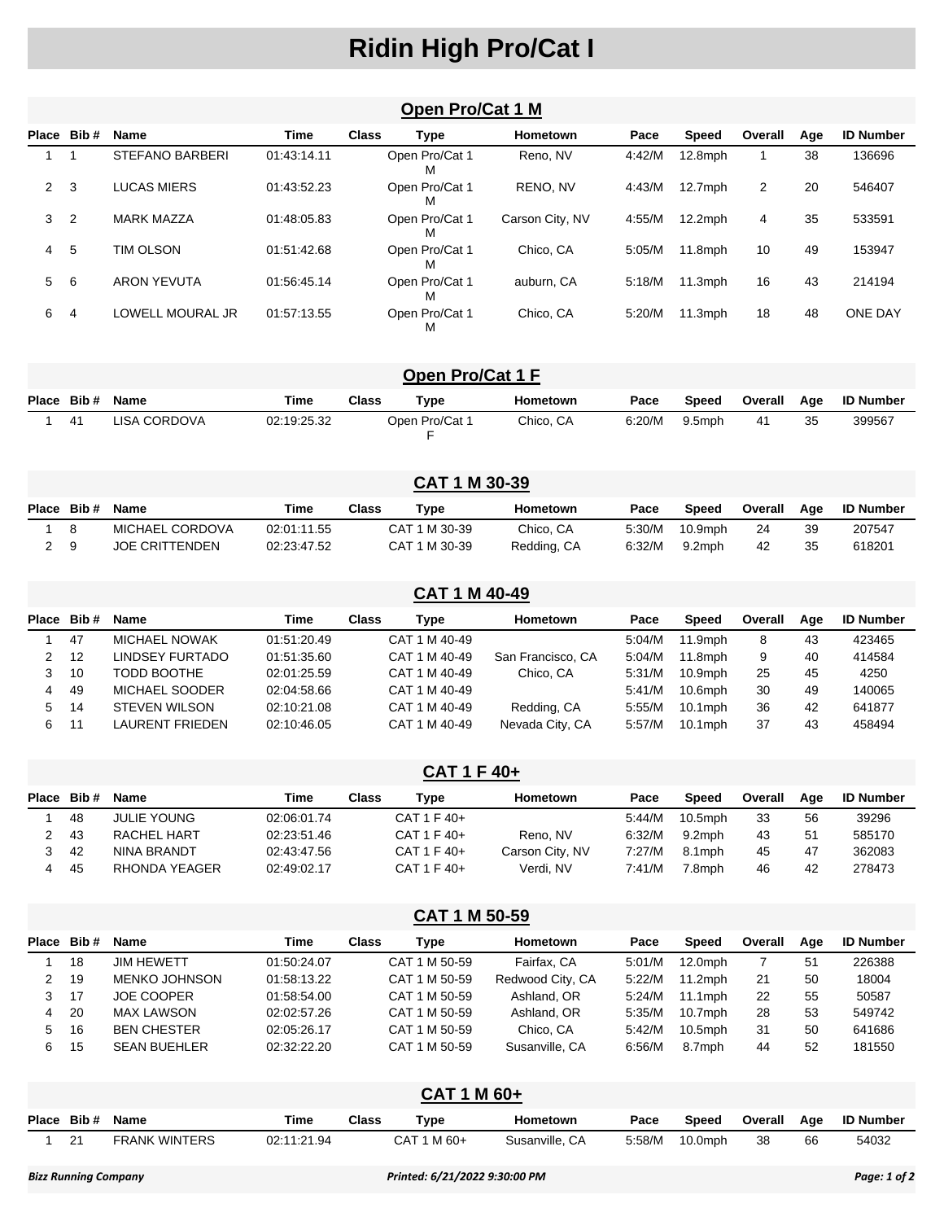# Ridin High Pro/Cat I

## Open Pro/Cat 1 M

| Place | Bib # | Name | Time | Class | Type | Hometown | Pace | Speed | Overall | Age | ID Number |
|---|---|---|---|---|---|---|---|---|---|---|---|
| 1 | 1 | STEFANO BARBERI | 01:43:14.11 | | Open Pro/Cat 1 M | Reno, NV | 4:42/M | 12.8mph | 1 | 38 | 136696 |
| 2 | 3 | LUCAS MIERS | 01:43:52.23 | | Open Pro/Cat 1 M | RENO, NV | 4:43/M | 12.7mph | 2 | 20 | 546407 |
| 3 | 2 | MARK MAZZA | 01:48:05.83 | | Open Pro/Cat 1 M | Carson City, NV | 4:55/M | 12.2mph | 4 | 35 | 533591 |
| 4 | 5 | TIM OLSON | 01:51:42.68 | | Open Pro/Cat 1 M | Chico, CA | 5:05/M | 11.8mph | 10 | 49 | 153947 |
| 5 | 6 | ARON YEVUTA | 01:56:45.14 | | Open Pro/Cat 1 M | auburn, CA | 5:18/M | 11.3mph | 16 | 43 | 214194 |
| 6 | 4 | LOWELL MOURAL JR | 01:57:13.55 | | Open Pro/Cat 1 M | Chico, CA | 5:20/M | 11.3mph | 18 | 48 | ONE DAY |

## Open Pro/Cat 1 F

| Place | Bib # | Name | Time | Class | Type | Hometown | Pace | Speed | Overall | Age | ID Number |
|---|---|---|---|---|---|---|---|---|---|---|---|
| 1 | 41 | LISA CORDOVA | 02:19:25.32 | | Open Pro/Cat 1 F | Chico, CA | 6:20/M | 9.5mph | 41 | 35 | 399567 |

## CAT 1 M 30-39

| Place | Bib # | Name | Time | Class | Type | Hometown | Pace | Speed | Overall | Age | ID Number |
|---|---|---|---|---|---|---|---|---|---|---|---|
| 1 | 8 | MICHAEL CORDOVA | 02:01:11.55 | | CAT 1 M 30-39 | Chico, CA | 5:30/M | 10.9mph | 24 | 39 | 207547 |
| 2 | 9 | JOE CRITTENDEN | 02:23:47.52 | | CAT 1 M 30-39 | Redding, CA | 6:32/M | 9.2mph | 42 | 35 | 618201 |

## CAT 1 M 40-49

| Place | Bib # | Name | Time | Class | Type | Hometown | Pace | Speed | Overall | Age | ID Number |
|---|---|---|---|---|---|---|---|---|---|---|---|
| 1 | 47 | MICHAEL NOWAK | 01:51:20.49 | | CAT 1 M 40-49 | | 5:04/M | 11.9mph | 8 | 43 | 423465 |
| 2 | 12 | LINDSEY FURTADO | 01:51:35.60 | | CAT 1 M 40-49 | San Francisco, CA | 5:04/M | 11.8mph | 9 | 40 | 414584 |
| 3 | 10 | TODD BOOTHE | 02:01:25.59 | | CAT 1 M 40-49 | Chico, CA | 5:31/M | 10.9mph | 25 | 45 | 4250 |
| 4 | 49 | MICHAEL SOODER | 02:04:58.66 | | CAT 1 M 40-49 | | 5:41/M | 10.6mph | 30 | 49 | 140065 |
| 5 | 14 | STEVEN WILSON | 02:10:21.08 | | CAT 1 M 40-49 | Redding, CA | 5:55/M | 10.1mph | 36 | 42 | 641877 |
| 6 | 11 | LAURENT FRIEDEN | 02:10:46.05 | | CAT 1 M 40-49 | Nevada City, CA | 5:57/M | 10.1mph | 37 | 43 | 458494 |

## CAT 1 F 40+

| Place | Bib # | Name | Time | Class | Type | Hometown | Pace | Speed | Overall | Age | ID Number |
|---|---|---|---|---|---|---|---|---|---|---|---|
| 1 | 48 | JULIE YOUNG | 02:06:01.74 | | CAT 1 F 40+ | | 5:44/M | 10.5mph | 33 | 56 | 39296 |
| 2 | 43 | RACHEL HART | 02:23:51.46 | | CAT 1 F 40+ | Reno, NV | 6:32/M | 9.2mph | 43 | 51 | 585170 |
| 3 | 42 | NINA BRANDT | 02:43:47.56 | | CAT 1 F 40+ | Carson City, NV | 7:27/M | 8.1mph | 45 | 47 | 362083 |
| 4 | 45 | RHONDA YEAGER | 02:49:02.17 | | CAT 1 F 40+ | Verdi, NV | 7:41/M | 7.8mph | 46 | 42 | 278473 |

## CAT 1 M 50-59

| Place | Bib # | Name | Time | Class | Type | Hometown | Pace | Speed | Overall | Age | ID Number |
|---|---|---|---|---|---|---|---|---|---|---|---|
| 1 | 18 | JIM HEWETT | 01:50:24.07 | | CAT 1 M 50-59 | Fairfax, CA | 5:01/M | 12.0mph | 7 | 51 | 226388 |
| 2 | 19 | MENKO JOHNSON | 01:58:13.22 | | CAT 1 M 50-59 | Redwood City, CA | 5:22/M | 11.2mph | 21 | 50 | 18004 |
| 3 | 17 | JOE COOPER | 01:58:54.00 | | CAT 1 M 50-59 | Ashland, OR | 5:24/M | 11.1mph | 22 | 55 | 50587 |
| 4 | 20 | MAX LAWSON | 02:02:57.26 | | CAT 1 M 50-59 | Ashland, OR | 5:35/M | 10.7mph | 28 | 53 | 549742 |
| 5 | 16 | BEN CHESTER | 02:05:26.17 | | CAT 1 M 50-59 | Chico, CA | 5:42/M | 10.5mph | 31 | 50 | 641686 |
| 6 | 15 | SEAN BUEHLER | 02:32:22.20 | | CAT 1 M 50-59 | Susanville, CA | 6:56/M | 8.7mph | 44 | 52 | 181550 |

## CAT 1 M 60+

| Place | Bib # | Name | Time | Class | Type | Hometown | Pace | Speed | Overall | Age | ID Number |
|---|---|---|---|---|---|---|---|---|---|---|---|
| 1 | 21 | FRANK WINTERS | 02:11:21.94 | | CAT 1 M 60+ | Susanville, CA | 5:58/M | 10.0mph | 38 | 66 | 54032 |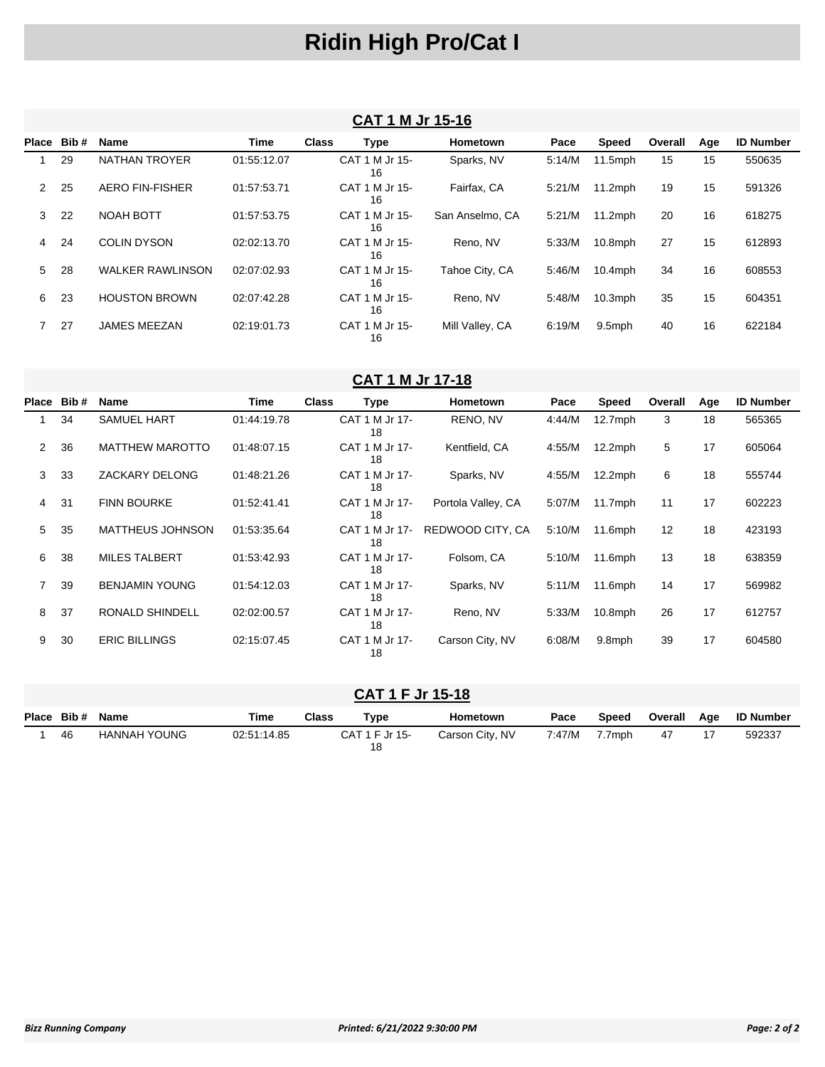# Ridin High Pro/Cat I

## CAT 1 M Jr 15-16

| Place | Bib # | Name | Time | Class | Type | Hometown | Pace | Speed | Overall | Age | ID Number |
|---|---|---|---|---|---|---|---|---|---|---|---|
| 1 | 29 | NATHAN TROYER | 01:55:12.07 | | CAT 1 M Jr 15-16 | Sparks, NV | 5:14/M | 11.5mph | 15 | 15 | 550635 |
| 2 | 25 | AERO FIN-FISHER | 01:57:53.71 | | CAT 1 M Jr 15-16 | Fairfax, CA | 5:21/M | 11.2mph | 19 | 15 | 591326 |
| 3 | 22 | NOAH BOTT | 01:57:53.75 | | CAT 1 M Jr 15-16 | San Anselmo, CA | 5:21/M | 11.2mph | 20 | 16 | 618275 |
| 4 | 24 | COLIN DYSON | 02:02:13.70 | | CAT 1 M Jr 15-16 | Reno, NV | 5:33/M | 10.8mph | 27 | 15 | 612893 |
| 5 | 28 | WALKER RAWLINSON | 02:07:02.93 | | CAT 1 M Jr 15-16 | Tahoe City, CA | 5:46/M | 10.4mph | 34 | 16 | 608553 |
| 6 | 23 | HOUSTON BROWN | 02:07:42.28 | | CAT 1 M Jr 15-16 | Reno, NV | 5:48/M | 10.3mph | 35 | 15 | 604351 |
| 7 | 27 | JAMES MEEZAN | 02:19:01.73 | | CAT 1 M Jr 15-16 | Mill Valley, CA | 6:19/M | 9.5mph | 40 | 16 | 622184 |

## CAT 1 M Jr 17-18

| Place | Bib # | Name | Time | Class | Type | Hometown | Pace | Speed | Overall | Age | ID Number |
|---|---|---|---|---|---|---|---|---|---|---|---|
| 1 | 34 | SAMUEL HART | 01:44:19.78 | | CAT 1 M Jr 17-18 | RENO, NV | 4:44/M | 12.7mph | 3 | 18 | 565365 |
| 2 | 36 | MATTHEW MAROTTO | 01:48:07.15 | | CAT 1 M Jr 17-18 | Kentfield, CA | 4:55/M | 12.2mph | 5 | 17 | 605064 |
| 3 | 33 | ZACKARY DELONG | 01:48:21.26 | | CAT 1 M Jr 17-18 | Sparks, NV | 4:55/M | 12.2mph | 6 | 18 | 555744 |
| 4 | 31 | FINN BOURKE | 01:52:41.41 | | CAT 1 M Jr 17-18 | Portola Valley, CA | 5:07/M | 11.7mph | 11 | 17 | 602223 |
| 5 | 35 | MATTHEUS JOHNSON | 01:53:35.64 | | CAT 1 M Jr 17-18 | REDWOOD CITY, CA | 5:10/M | 11.6mph | 12 | 18 | 423193 |
| 6 | 38 | MILES TALBERT | 01:53:42.93 | | CAT 1 M Jr 17-18 | Folsom, CA | 5:10/M | 11.6mph | 13 | 18 | 638359 |
| 7 | 39 | BENJAMIN YOUNG | 01:54:12.03 | | CAT 1 M Jr 17-18 | Sparks, NV | 5:11/M | 11.6mph | 14 | 17 | 569982 |
| 8 | 37 | RONALD SHINDELL | 02:02:00.57 | | CAT 1 M Jr 17-18 | Reno, NV | 5:33/M | 10.8mph | 26 | 17 | 612757 |
| 9 | 30 | ERIC BILLINGS | 02:15:07.45 | | CAT 1 M Jr 17-18 | Carson City, NV | 6:08/M | 9.8mph | 39 | 17 | 604580 |

## CAT 1 F Jr 15-18

| Place | Bib # | Name | Time | Class | Type | Hometown | Pace | Speed | Overall | Age | ID Number |
|---|---|---|---|---|---|---|---|---|---|---|---|
| 1 | 46 | HANNAH YOUNG | 02:51:14.85 | | CAT 1 F Jr 15-18 | Carson City, NV | 7:47/M | 7.7mph | 47 | 17 | 592337 |

*Bizz Running Company* *Printed: 6/21/2022 9:30:00 PM*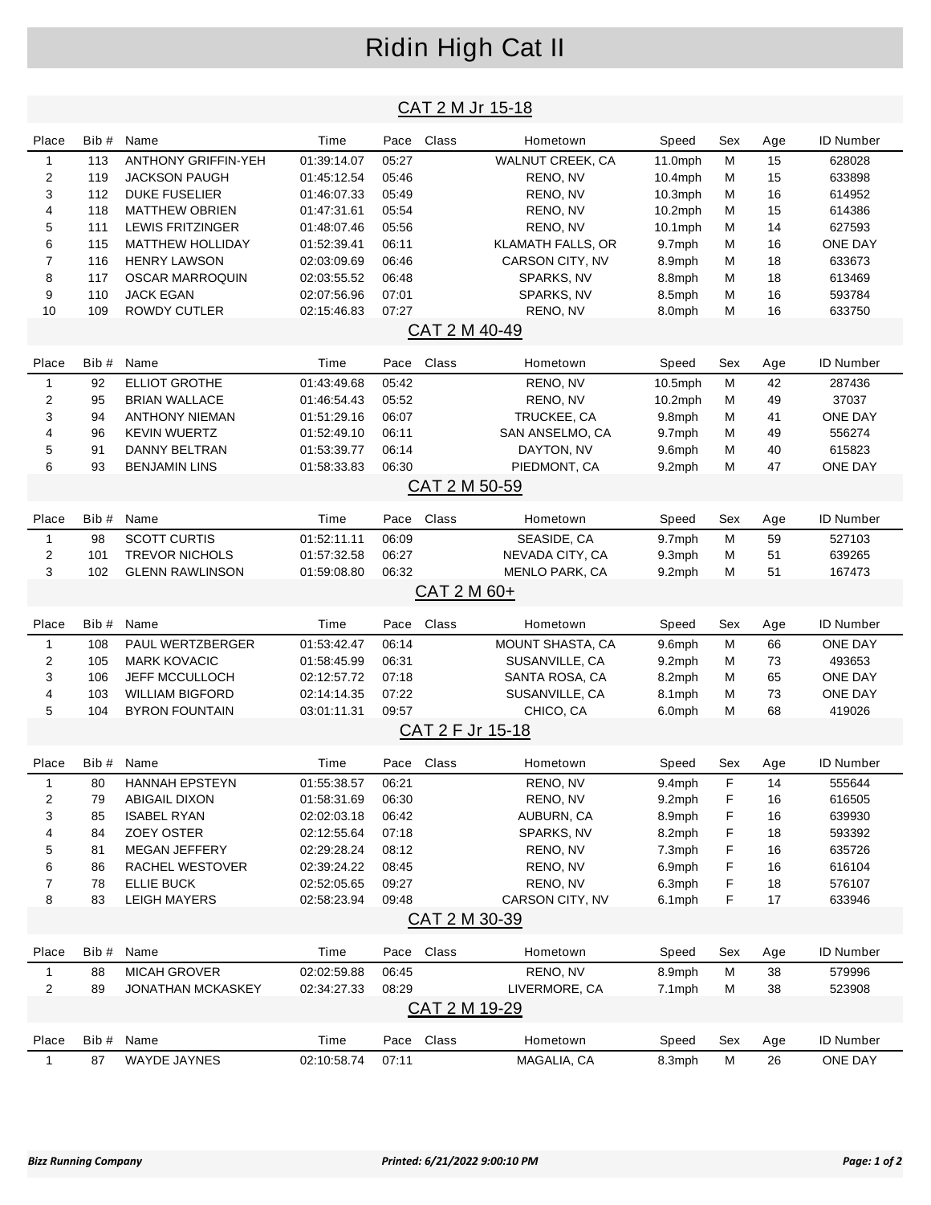# Ridin High Cat II

## CAT 2 M Jr 15-18

| Place | Bib # | Name | Time | Pace | Class | Hometown | Speed | Sex | Age | ID Number |
|---|---|---|---|---|---|---|---|---|---|---|
| 1 | 113 | ANTHONY GRIFFIN-YEH | 01:39:14.07 | 05:27 | | WALNUT CREEK, CA | 11.0mph | M | 15 | 628028 |
| 2 | 119 | JACKSON PAUGH | 01:45:12.54 | 05:46 | | RENO, NV | 10.4mph | M | 15 | 633898 |
| 3 | 112 | DUKE FUSELIER | 01:46:07.33 | 05:49 | | RENO, NV | 10.3mph | M | 16 | 614952 |
| 4 | 118 | MATTHEW OBRIEN | 01:47:31.61 | 05:54 | | RENO, NV | 10.2mph | M | 15 | 614386 |
| 5 | 111 | LEWIS FRITZINGER | 01:48:07.46 | 05:56 | | RENO, NV | 10.1mph | M | 14 | 627593 |
| 6 | 115 | MATTHEW HOLLIDAY | 01:52:39.41 | 06:11 | | KLAMATH FALLS, OR | 9.7mph | M | 16 | ONE DAY |
| 7 | 116 | HENRY LAWSON | 02:03:09.69 | 06:46 | | CARSON CITY, NV | 8.9mph | M | 18 | 633673 |
| 8 | 117 | OSCAR MARROQUIN | 02:03:55.52 | 06:48 | | SPARKS, NV | 8.8mph | M | 18 | 613469 |
| 9 | 110 | JACK EGAN | 02:07:56.96 | 07:01 | | SPARKS, NV | 8.5mph | M | 16 | 593784 |
| 10 | 109 | ROWDY CUTLER | 02:15:46.83 | 07:27 | | RENO, NV | 8.0mph | M | 16 | 633750 |

## CAT 2 M 40-49

| Place | Bib # | Name | Time | Pace | Class | Hometown | Speed | Sex | Age | ID Number |
|---|---|---|---|---|---|---|---|---|---|---|
| 1 | 92 | ELLIOT GROTHE | 01:43:49.68 | 05:42 | | RENO, NV | 10.5mph | M | 42 | 287436 |
| 2 | 95 | BRIAN WALLACE | 01:46:54.43 | 05:52 | | RENO, NV | 10.2mph | M | 49 | 37037 |
| 3 | 94 | ANTHONY NIEMAN | 01:51:29.16 | 06:07 | | TRUCKEE, CA | 9.8mph | M | 41 | ONE DAY |
| 4 | 96 | KEVIN WUERTZ | 01:52:49.10 | 06:11 | | SAN ANSELMO, CA | 9.7mph | M | 49 | 556274 |
| 5 | 91 | DANNY BELTRAN | 01:53:39.77 | 06:14 | | DAYTON, NV | 9.6mph | M | 40 | 615823 |
| 6 | 93 | BENJAMIN LINS | 01:58:33.83 | 06:30 | | PIEDMONT, CA | 9.2mph | M | 47 | ONE DAY |

## CAT 2 M 50-59

| Place | Bib # | Name | Time | Pace | Class | Hometown | Speed | Sex | Age | ID Number |
|---|---|---|---|---|---|---|---|---|---|---|
| 1 | 98 | SCOTT CURTIS | 01:52:11.11 | 06:09 | | SEASIDE, CA | 9.7mph | M | 59 | 527103 |
| 2 | 101 | TREVOR NICHOLS | 01:57:32.58 | 06:27 | | NEVADA CITY, CA | 9.3mph | M | 51 | 639265 |
| 3 | 102 | GLENN RAWLINSON | 01:59:08.80 | 06:32 | | MENLO PARK, CA | 9.2mph | M | 51 | 167473 |

## CAT 2 M 60+

| Place | Bib # | Name | Time | Pace | Class | Hometown | Speed | Sex | Age | ID Number |
|---|---|---|---|---|---|---|---|---|---|---|
| 1 | 108 | PAUL WERTZBERGER | 01:53:42.47 | 06:14 | | MOUNT SHASTA, CA | 9.6mph | M | 66 | ONE DAY |
| 2 | 105 | MARK KOVACIC | 01:58:45.99 | 06:31 | | SUSANVILLE, CA | 9.2mph | M | 73 | 493653 |
| 3 | 106 | JEFF MCCULLOCH | 02:12:57.72 | 07:18 | | SANTA ROSA, CA | 8.2mph | M | 65 | ONE DAY |
| 4 | 103 | WILLIAM BIGFORD | 02:14:14.35 | 07:22 | | SUSANVILLE, CA | 8.1mph | M | 73 | ONE DAY |
| 5 | 104 | BYRON FOUNTAIN | 03:01:11.31 | 09:57 | | CHICO, CA | 6.0mph | M | 68 | 419026 |

## CAT 2 F Jr 15-18

| Place | Bib # | Name | Time | Pace | Class | Hometown | Speed | Sex | Age | ID Number |
|---|---|---|---|---|---|---|---|---|---|---|
| 1 | 80 | HANNAH EPSTEYN | 01:55:38.57 | 06:21 | | RENO, NV | 9.4mph | F | 14 | 555644 |
| 2 | 79 | ABIGAIL DIXON | 01:58:31.69 | 06:30 | | RENO, NV | 9.2mph | F | 16 | 616505 |
| 3 | 85 | ISABEL RYAN | 02:02:03.18 | 06:42 | | AUBURN, CA | 8.9mph | F | 16 | 639930 |
| 4 | 84 | ZOEY OSTER | 02:12:55.64 | 07:18 | | SPARKS, NV | 8.2mph | F | 18 | 593392 |
| 5 | 81 | MEGAN JEFFERY | 02:29:28.24 | 08:12 | | RENO, NV | 7.3mph | F | 16 | 635726 |
| 6 | 86 | RACHEL WESTOVER | 02:39:24.22 | 08:45 | | RENO, NV | 6.9mph | F | 16 | 616104 |
| 7 | 78 | ELLIE BUCK | 02:52:05.65 | 09:27 | | RENO, NV | 6.3mph | F | 18 | 576107 |
| 8 | 83 | LEIGH MAYERS | 02:58:23.94 | 09:48 | | CARSON CITY, NV | 6.1mph | F | 17 | 633946 |

## CAT 2 M 30-39

| Place | Bib # | Name | Time | Pace | Class | Hometown | Speed | Sex | Age | ID Number |
|---|---|---|---|---|---|---|---|---|---|---|
| 1 | 88 | MICAH GROVER | 02:02:59.88 | 06:45 | | RENO, NV | 8.9mph | M | 38 | 579996 |
| 2 | 89 | JONATHAN MCKASKEY | 02:34:27.33 | 08:29 | | LIVERMORE, CA | 7.1mph | M | 38 | 523908 |

## CAT 2 M 19-29

| Place | Bib # | Name | Time | Pace | Class | Hometown | Speed | Sex | Age | ID Number |
|---|---|---|---|---|---|---|---|---|---|---|
| 1 | 87 | WAYDE JAYNES | 02:10:58.74 | 07:11 | | MAGALIA, CA | 8.3mph | M | 26 | ONE DAY |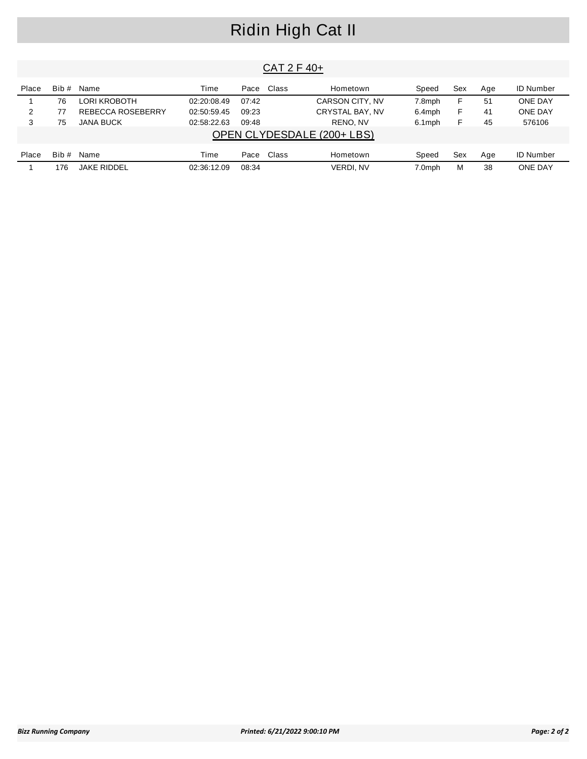# Ridin High Cat II

## CAT 2 F 40+

| Place | Bib # | Name | Time | Pace | Class | Hometown | Speed | Sex | Age | ID Number |
|---|---|---|---|---|---|---|---|---|---|---|
| 1 | 76 | LORI KROBOTH | 02:20:08.49 | 07:42 | | CARSON CITY, NV | 7.8mph | F | 51 | ONE DAY |
| 2 | 77 | REBECCA ROSEBERRY | 02:50:59.45 | 09:23 | | CRYSTAL BAY, NV | 6.4mph | F | 41 | ONE DAY |
| 3 | 75 | JANA BUCK | 02:58:22.63 | 09:48 | | RENO, NV | 6.1mph | F | 45 | 576106 |

## OPEN CLYDESDALE (200+ LBS)

| Place | Bib # | Name | Time | Pace | Class | Hometown | Speed | Sex | Age | ID Number |
|---|---|---|---|---|---|---|---|---|---|---|
| 1 | 176 | JAKE RIDDEL | 02:36:12.09 | 08:34 | | VERDI, NV | 7.0mph | M | 38 | ONE DAY |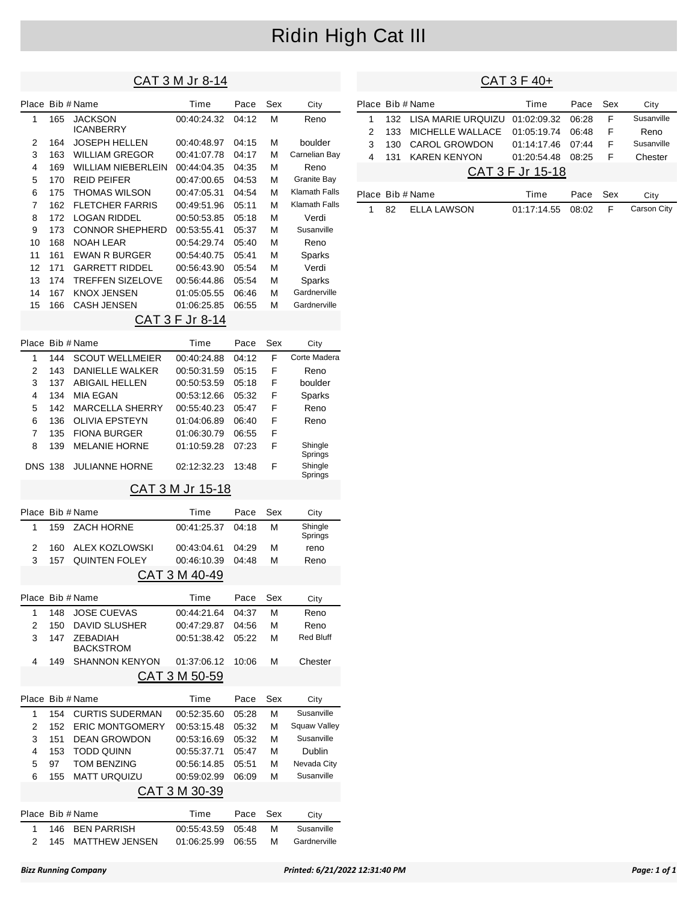# Ridin High Cat III

## CAT 3 M Jr 8-14

| Place | Bib # | Name | Time | Pace | Sex | City |
|---|---|---|---|---|---|---|
| 1 | 165 | JACKSON ICANBERRY | 00:40:24.32 | 04:12 | M | Reno |
| 2 | 164 | JOSEPH HELLEN | 00:40:48.97 | 04:15 | M | boulder |
| 3 | 163 | WILLIAM GREGOR | 00:41:07.78 | 04:17 | M | Carnelian Bay |
| 4 | 169 | WILLIAM NIEBERLEIN | 00:44:04.35 | 04:35 | M | Reno |
| 5 | 170 | REID PEIFER | 00:47:00.65 | 04:53 | M | Granite Bay |
| 6 | 175 | THOMAS WILSON | 00:47:05.31 | 04:54 | M | Klamath Falls |
| 7 | 162 | FLETCHER FARRIS | 00:49:51.96 | 05:11 | M | Klamath Falls |
| 8 | 172 | LOGAN RIDDEL | 00:50:53.85 | 05:18 | M | Verdi |
| 9 | 173 | CONNOR SHEPHERD | 00:53:55.41 | 05:37 | M | Susanville |
| 10 | 168 | NOAH LEAR | 00:54:29.74 | 05:40 | M | Reno |
| 11 | 161 | EWAN R BURGER | 00:54:40.75 | 05:41 | M | Sparks |
| 12 | 171 | GARRETT RIDDEL | 00:56:43.90 | 05:54 | M | Verdi |
| 13 | 174 | TREFFEN SIZELOVE | 00:56:44.86 | 05:54 | M | Sparks |
| 14 | 167 | KNOX JENSEN | 01:05:05.55 | 06:46 | M | Gardnerville |
| 15 | 166 | CASH JENSEN | 01:06:25.85 | 06:55 | M | Gardnerville |

## CAT 3 F Jr 8-14

| Place | Bib # | Name | Time | Pace | Sex | City |
|---|---|---|---|---|---|---|
| 1 | 144 | SCOUT WELLMEIER | 00:40:24.88 | 04:12 | F | Corte Madera |
| 2 | 143 | DANIELLE WALKER | 00:50:31.59 | 05:15 | F | Reno |
| 3 | 137 | ABIGAIL HELLEN | 00:50:53.59 | 05:18 | F | boulder |
| 4 | 134 | MIA EGAN | 00:53:12.66 | 05:32 | F | Sparks |
| 5 | 142 | MARCELLA SHERRY | 00:55:40.23 | 05:47 | F | Reno |
| 6 | 136 | OLIVIA EPSTEYN | 01:04:06.89 | 06:40 | F | Reno |
| 7 | 135 | FIONA BURGER | 01:06:30.79 | 06:55 | F | |
| 8 | 139 | MELANIE HORNE | 01:10:59.28 | 07:23 | F | Shingle Springs |
| DNS | 138 | JULIANNE HORNE | 02:12:32.23 | 13:48 | F | Shingle Springs |

## CAT 3 M Jr 15-18

| Place | Bib # | Name | Time | Pace | Sex | City |
|---|---|---|---|---|---|---|
| 1 | 159 | ZACH HORNE | 00:41:25.37 | 04:18 | M | Shingle Springs |
| 2 | 160 | ALEX KOZLOWSKI | 00:43:04.61 | 04:29 | M | reno |
| 3 | 157 | QUINTEN FOLEY | 00:46:10.39 | 04:48 | M | Reno |

## CAT 3 M 40-49

| Place | Bib # | Name | Time | Pace | Sex | City |
|---|---|---|---|---|---|---|
| 1 | 148 | JOSE CUEVAS | 00:44:21.64 | 04:37 | M | Reno |
| 2 | 150 | DAVID SLUSHER | 00:47:29.87 | 04:56 | M | Reno |
| 3 | 147 | ZEBADIAH BACKSTROM | 00:51:38.42 | 05:22 | M | Red Bluff |
| 4 | 149 | SHANNON KENYON | 01:37:06.12 | 10:06 | M | Chester |

## CAT 3 M 50-59

| Place | Bib # | Name | Time | Pace | Sex | City |
|---|---|---|---|---|---|---|
| 1 | 154 | CURTIS SUDERMAN | 00:52:35.60 | 05:28 | M | Susanville |
| 2 | 152 | ERIC MONTGOMERY | 00:53:15.48 | 05:32 | M | Squaw Valley |
| 3 | 151 | DEAN GROWDON | 00:53:16.69 | 05:32 | M | Susanville |
| 4 | 153 | TODD QUINN | 00:55:37.71 | 05:47 | M | Dublin |
| 5 | 97 | TOM BENZING | 00:56:14.85 | 05:51 | M | Nevada City |
| 6 | 155 | MATT URQUIZU | 00:59:02.99 | 06:09 | M | Susanville |

## CAT 3 M 30-39

| Place | Bib # | Name | Time | Pace | Sex | City |
|---|---|---|---|---|---|---|
| 1 | 146 | BEN PARRISH | 00:55:43.59 | 05:48 | M | Susanville |
| 2 | 145 | MATTHEW JENSEN | 01:06:25.99 | 06:55 | M | Gardnerville |

## CAT 3 F 40+

| Place | Bib # | Name | Time | Pace | Sex | City |
|---|---|---|---|---|---|---|
| 1 | 132 | LISA MARIE URQUIZU | 01:02:09.32 | 06:28 | F | Susanville |
| 2 | 133 | MICHELLE WALLACE | 01:05:19.74 | 06:48 | F | Reno |
| 3 | 130 | CAROL GROWDON | 01:14:17.46 | 07:44 | F | Susanville |
| 4 | 131 | KAREN KENYON | 01:20:54.48 | 08:25 | F | Chester |

## CAT 3 F Jr 15-18

| Place | Bib # | Name | Time | Pace | Sex | City |
|---|---|---|---|---|---|---|
| 1 | 82 | ELLA LAWSON | 01:17:14.55 | 08:02 | F | Carson City |

*Bizz Running Company* *Printed: 6/21/2022 12:31:40 PM*